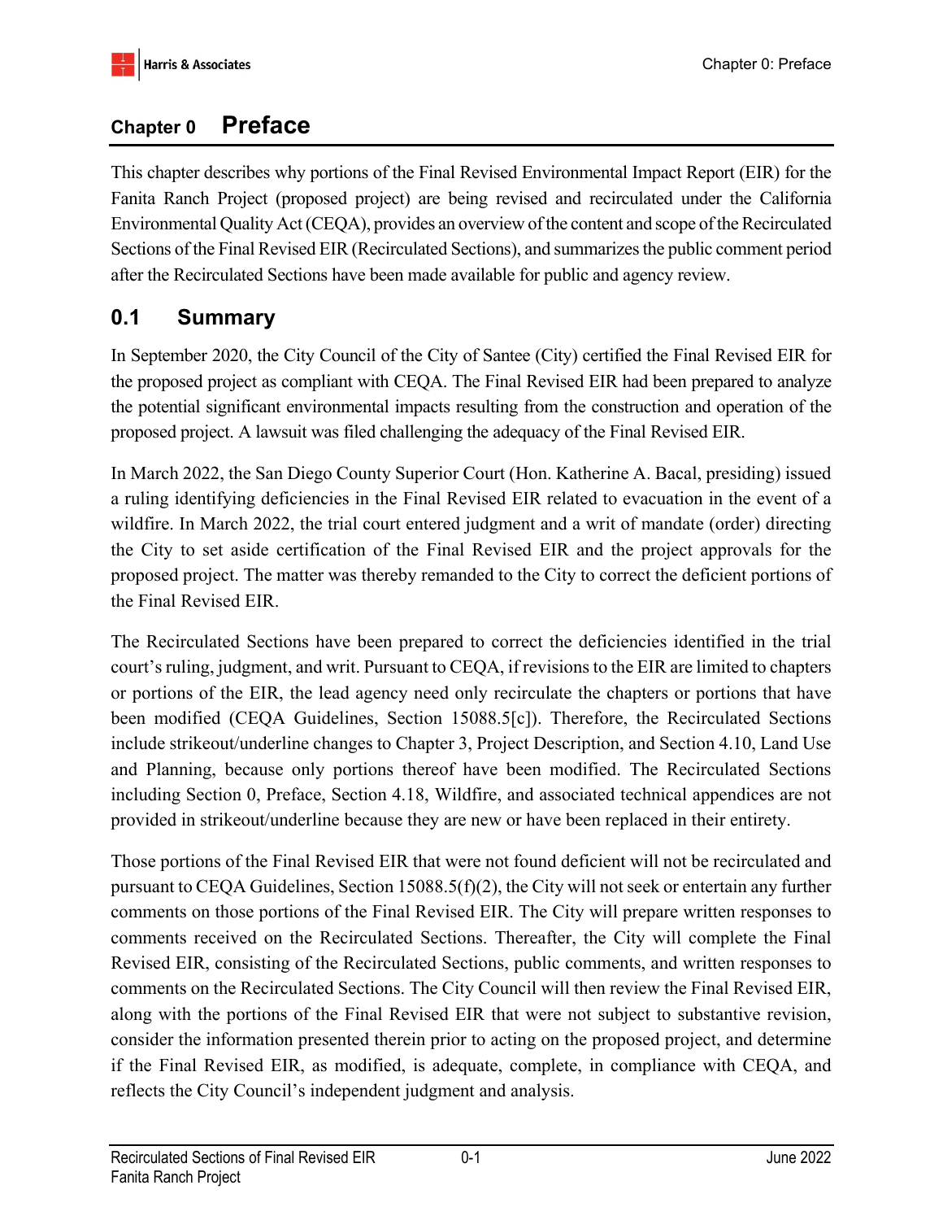# Chapter 0 Preface

This chapter describes why portions of the Final Revised Environmental Impact Report (EIR) for the Fanita Ranch Project (proposed project) are being revised and recirculated under the California Environmental Quality Act (CEQA), provides an overview of the content and scope of the Recirculated Sections of the Final Revised EIR (Recirculated Sections), and summarizes the public comment period after the Recirculated Sections have been made available for public and agency review.

## 0.1 Summary

In September 2020, the City Council of the City of Santee (City) certified the Final Revised EIR for the proposed project as compliant with CEQA. The Final Revised EIR had been prepared to analyze the potential significant environmental impacts resulting from the construction and operation of the proposed project. A lawsuit was filed challenging the adequacy of the Final Revised EIR.

In March 2022, the San Diego County Superior Court (Hon. Katherine A. Bacal, presiding) issued a ruling identifying deficiencies in the Final Revised EIR related to evacuation in the event of a wildfire. In March 2022, the trial court entered judgment and a writ of mandate (order) directing the City to set aside certification of the Final Revised EIR and the project approvals for the proposed project. The matter was thereby remanded to the City to correct the deficient portions of the Final Revised EIR.

The Recirculated Sections have been prepared to correct the deficiencies identified in the trial court's ruling, judgment, and writ. Pursuant to CEQA, if revisions to the EIR are limited to chapters or portions of the EIR, the lead agency need only recirculate the chapters or portions that have been modified (CEQA Guidelines, Section 15088.5[c]). Therefore, the Recirculated Sections include strikeout/underline changes to Chapter 3, Project Description, and Section 4.10, Land Use and Planning, because only portions thereof have been modified. The Recirculated Sections including Section 0, Preface, Section 4.18, Wildfire, and associated technical appendices are not provided in strikeout/underline because they are new or have been replaced in their entirety.

Those portions of the Final Revised EIR that were not found deficient will not be recirculated and pursuant to CEQA Guidelines, Section 15088.5(f)(2), the City will not seek or entertain any further comments on those portions of the Final Revised EIR. The City will prepare written responses to comments received on the Recirculated Sections. Thereafter, the City will complete the Final Revised EIR, consisting of the Recirculated Sections, public comments, and written responses to comments on the Recirculated Sections. The City Council will then review the Final Revised EIR, along with the portions of the Final Revised EIR that were not subject to substantive revision, consider the information presented therein prior to acting on the proposed project, and determine if the Final Revised EIR, as modified, is adequate, complete, in compliance with CEQA, and reflects the City Council's independent judgment and analysis.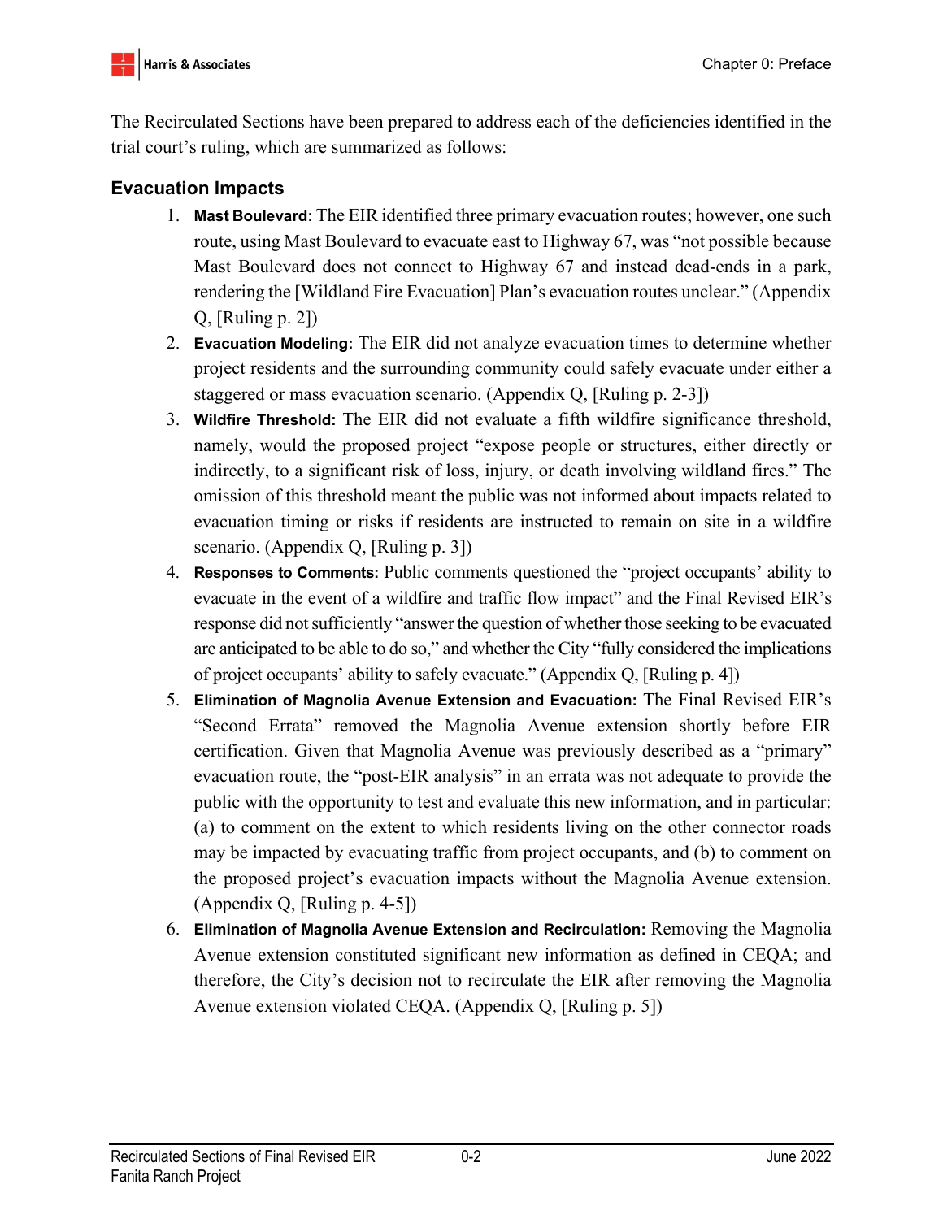The Recirculated Sections have been prepared to address each of the deficiencies identified in the trial court's ruling, which are summarized as follows:

## Evacuation Impacts

1. **Mast Boulevard:** The EIR identified three primary evacuation routes; however, one such route, using Mast Boulevard to evacuate east to Highway 67, was "not possible because Mast Boulevard does not connect to Highway 67 and instead dead-ends in a park, rendering the [Wildland Fire Evacuation] Plan's evacuation routes unclear." (Appendix Q, [Ruling p. 2])
2. **Evacuation Modeling:** The EIR did not analyze evacuation times to determine whether project residents and the surrounding community could safely evacuate under either a staggered or mass evacuation scenario. (Appendix Q, [Ruling p. 2-3])
3. **Wildfire Threshold:** The EIR did not evaluate a fifth wildfire significance threshold, namely, would the proposed project "expose people or structures, either directly or indirectly, to a significant risk of loss, injury, or death involving wildland fires." The omission of this threshold meant the public was not informed about impacts related to evacuation timing or risks if residents are instructed to remain on site in a wildfire scenario. (Appendix Q, [Ruling p. 3])
4. **Responses to Comments:** Public comments questioned the "project occupants' ability to evacuate in the event of a wildfire and traffic flow impact" and the Final Revised EIR's response did not sufficiently "answer the question of whether those seeking to be evacuated are anticipated to be able to do so," and whether the City "fully considered the implications of project occupants' ability to safely evacuate." (Appendix Q, [Ruling p. 4])
5. **Elimination of Magnolia Avenue Extension and Evacuation:** The Final Revised EIR's "Second Errata" removed the Magnolia Avenue extension shortly before EIR certification. Given that Magnolia Avenue was previously described as a "primary" evacuation route, the "post-EIR analysis" in an errata was not adequate to provide the public with the opportunity to test and evaluate this new information, and in particular: (a) to comment on the extent to which residents living on the other connector roads may be impacted by evacuating traffic from project occupants, and (b) to comment on the proposed project's evacuation impacts without the Magnolia Avenue extension. (Appendix Q, [Ruling p. 4-5])
6. **Elimination of Magnolia Avenue Extension and Recirculation:** Removing the Magnolia Avenue extension constituted significant new information as defined in CEQA; and therefore, the City's decision not to recirculate the EIR after removing the Magnolia Avenue extension violated CEQA. (Appendix Q, [Ruling p. 5])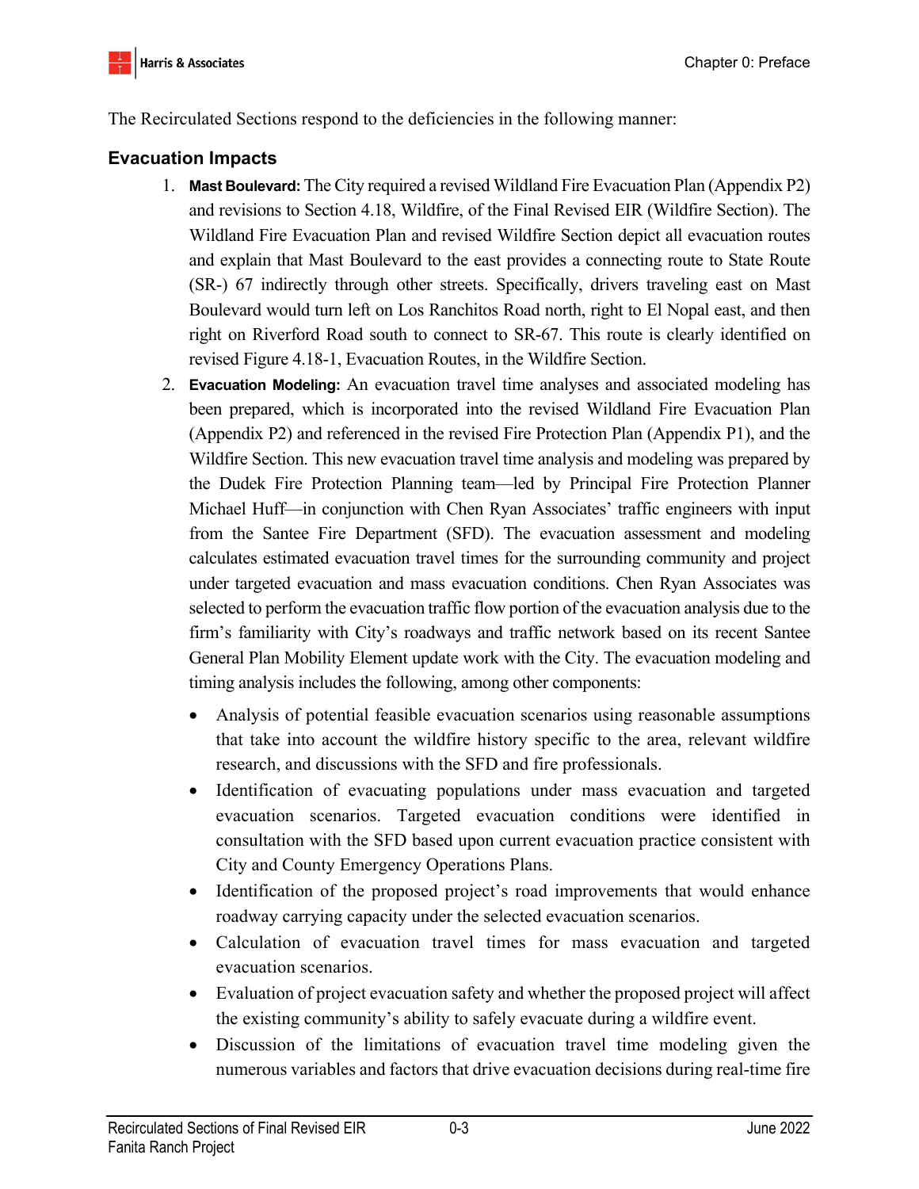The Recirculated Sections respond to the deficiencies in the following manner:

## Evacuation Impacts

1. **Mast Boulevard:** The City required a revised Wildland Fire Evacuation Plan (Appendix P2) and revisions to Section 4.18, Wildfire, of the Final Revised EIR (Wildfire Section). The Wildland Fire Evacuation Plan and revised Wildfire Section depict all evacuation routes and explain that Mast Boulevard to the east provides a connecting route to State Route (SR-) 67 indirectly through other streets. Specifically, drivers traveling east on Mast Boulevard would turn left on Los Ranchitos Road north, right to El Nopal east, and then right on Riverford Road south to connect to SR-67. This route is clearly identified on revised Figure 4.18-1, Evacuation Routes, in the Wildfire Section.
2. **Evacuation Modeling:** An evacuation travel time analyses and associated modeling has been prepared, which is incorporated into the revised Wildland Fire Evacuation Plan (Appendix P2) and referenced in the revised Fire Protection Plan (Appendix P1), and the Wildfire Section. This new evacuation travel time analysis and modeling was prepared by the Dudek Fire Protection Planning team—led by Principal Fire Protection Planner Michael Huff—in conjunction with Chen Ryan Associates' traffic engineers with input from the Santee Fire Department (SFD). The evacuation assessment and modeling calculates estimated evacuation travel times for the surrounding community and project under targeted evacuation and mass evacuation conditions. Chen Ryan Associates was selected to perform the evacuation traffic flow portion of the evacuation analysis due to the firm's familiarity with City's roadways and traffic network based on its recent Santee General Plan Mobility Element update work with the City. The evacuation modeling and timing analysis includes the following, among other components:
   - Analysis of potential feasible evacuation scenarios using reasonable assumptions that take into account the wildfire history specific to the area, relevant wildfire research, and discussions with the SFD and fire professionals.
   - Identification of evacuating populations under mass evacuation and targeted evacuation scenarios. Targeted evacuation conditions were identified in consultation with the SFD based upon current evacuation practice consistent with City and County Emergency Operations Plans.
   - Identification of the proposed project's road improvements that would enhance roadway carrying capacity under the selected evacuation scenarios.
   - Calculation of evacuation travel times for mass evacuation and targeted evacuation scenarios.
   - Evaluation of project evacuation safety and whether the proposed project will affect the existing community's ability to safely evacuate during a wildfire event.
   - Discussion of the limitations of evacuation travel time modeling given the numerous variables and factors that drive evacuation decisions during real-time fire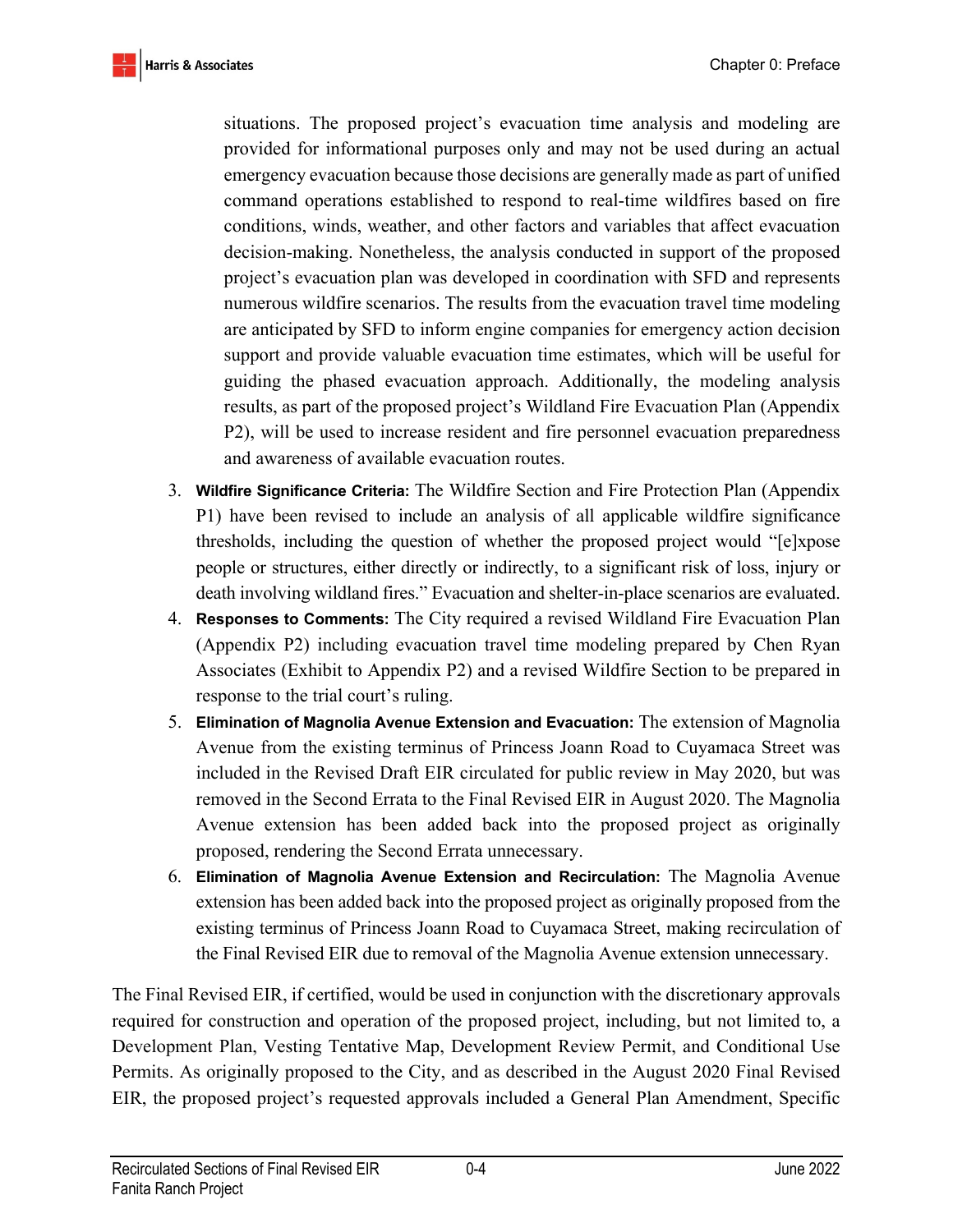situations. The proposed project's evacuation time analysis and modeling are provided for informational purposes only and may not be used during an actual emergency evacuation because those decisions are generally made as part of unified command operations established to respond to real-time wildfires based on fire conditions, winds, weather, and other factors and variables that affect evacuation decision-making. Nonetheless, the analysis conducted in support of the proposed project's evacuation plan was developed in coordination with SFD and represents numerous wildfire scenarios. The results from the evacuation travel time modeling are anticipated by SFD to inform engine companies for emergency action decision support and provide valuable evacuation time estimates, which will be useful for guiding the phased evacuation approach. Additionally, the modeling analysis results, as part of the proposed project's Wildland Fire Evacuation Plan (Appendix P2), will be used to increase resident and fire personnel evacuation preparedness and awareness of available evacuation routes.

3. **Wildfire Significance Criteria:** The Wildfire Section and Fire Protection Plan (Appendix P1) have been revised to include an analysis of all applicable wildfire significance thresholds, including the question of whether the proposed project would "[e]xpose people or structures, either directly or indirectly, to a significant risk of loss, injury or death involving wildland fires." Evacuation and shelter-in-place scenarios are evaluated.
4. **Responses to Comments:** The City required a revised Wildland Fire Evacuation Plan (Appendix P2) including evacuation travel time modeling prepared by Chen Ryan Associates (Exhibit to Appendix P2) and a revised Wildfire Section to be prepared in response to the trial court's ruling.
5. **Elimination of Magnolia Avenue Extension and Evacuation:** The extension of Magnolia Avenue from the existing terminus of Princess Joann Road to Cuyamaca Street was included in the Revised Draft EIR circulated for public review in May 2020, but was removed in the Second Errata to the Final Revised EIR in August 2020. The Magnolia Avenue extension has been added back into the proposed project as originally proposed, rendering the Second Errata unnecessary.
6. **Elimination of Magnolia Avenue Extension and Recirculation:** The Magnolia Avenue extension has been added back into the proposed project as originally proposed from the existing terminus of Princess Joann Road to Cuyamaca Street, making recirculation of the Final Revised EIR due to removal of the Magnolia Avenue extension unnecessary.

The Final Revised EIR, if certified, would be used in conjunction with the discretionary approvals required for construction and operation of the proposed project, including, but not limited to, a Development Plan, Vesting Tentative Map, Development Review Permit, and Conditional Use Permits. As originally proposed to the City, and as described in the August 2020 Final Revised EIR, the proposed project's requested approvals included a General Plan Amendment, Specific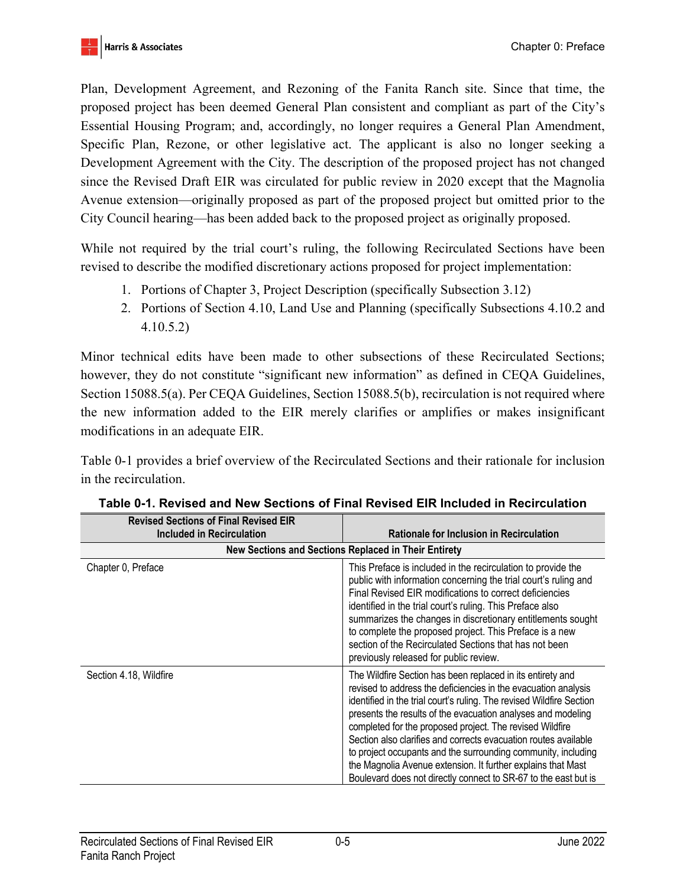Plan, Development Agreement, and Rezoning of the Fanita Ranch site. Since that time, the proposed project has been deemed General Plan consistent and compliant as part of the City's Essential Housing Program; and, accordingly, no longer requires a General Plan Amendment, Specific Plan, Rezone, or other legislative act. The applicant is also no longer seeking a Development Agreement with the City. The description of the proposed project has not changed since the Revised Draft EIR was circulated for public review in 2020 except that the Magnolia Avenue extension—originally proposed as part of the proposed project but omitted prior to the City Council hearing—has been added back to the proposed project as originally proposed.

While not required by the trial court's ruling, the following Recirculated Sections have been revised to describe the modified discretionary actions proposed for project implementation:

1. Portions of Chapter 3, Project Description (specifically Subsection 3.12)
2. Portions of Section 4.10, Land Use and Planning (specifically Subsections 4.10.2 and 4.10.5.2)

Minor technical edits have been made to other subsections of these Recirculated Sections; however, they do not constitute "significant new information" as defined in CEQA Guidelines, Section 15088.5(a). Per CEQA Guidelines, Section 15088.5(b), recirculation is not required where the new information added to the EIR merely clarifies or amplifies or makes insignificant modifications in an adequate EIR.

Table 0-1 provides a brief overview of the Recirculated Sections and their rationale for inclusion in the recirculation.

**Table 0-1. Revised and New Sections of Final Revised EIR Included in Recirculation**

| Revised Sections of Final Revised EIR Included in Recirculation | Rationale for Inclusion in Recirculation |
|---|---|
| **New Sections and Sections Replaced in Their Entirety** | |
| Chapter 0, Preface | This Preface is included in the recirculation to provide the public with information concerning the trial court's ruling and Final Revised EIR modifications to correct deficiencies identified in the trial court's ruling. This Preface also summarizes the changes in discretionary entitlements sought to complete the proposed project. This Preface is a new section of the Recirculated Sections that has not been previously released for public review. |
| Section 4.18, Wildfire | The Wildfire Section has been replaced in its entirety and revised to address the deficiencies in the evacuation analysis identified in the trial court's ruling. The revised Wildfire Section presents the results of the evacuation analyses and modeling completed for the proposed project. The revised Wildfire Section also clarifies and corrects evacuation routes available to project occupants and the surrounding community, including the Magnolia Avenue extension. It further explains that Mast Boulevard does not directly connect to SR-67 to the east but is |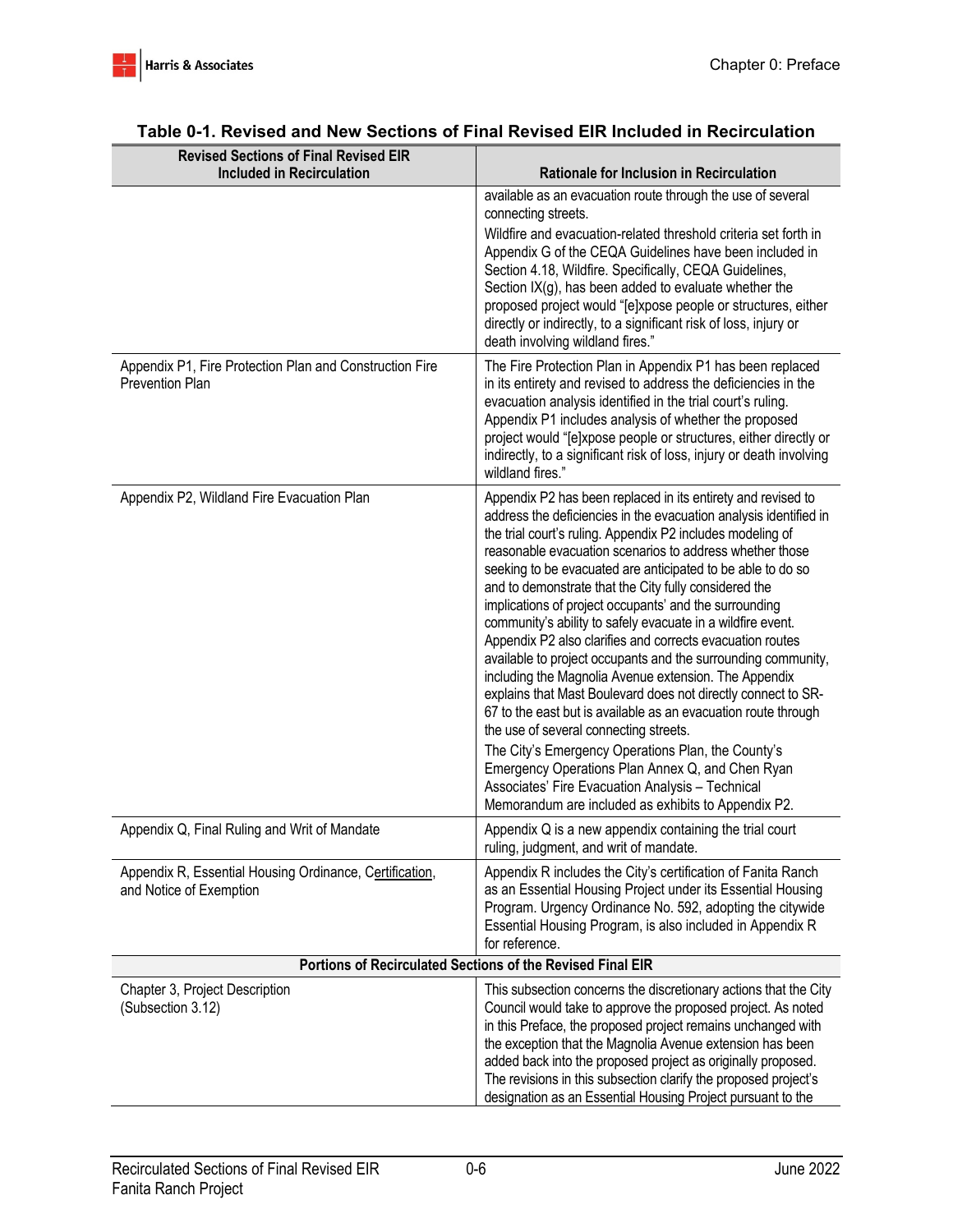**Table 0-1. Revised and New Sections of Final Revised EIR Included in Recirculation**

| Revised Sections of Final Revised EIR Included in Recirculation | Rationale for Inclusion in Recirculation |
|---|---|
| | available as an evacuation route through the use of several connecting streets.<br>Wildfire and evacuation-related threshold criteria set forth in Appendix G of the CEQA Guidelines have been included in Section 4.18, Wildfire. Specifically, CEQA Guidelines, Section IX(g), has been added to evaluate whether the proposed project would "[e]xpose people or structures, either directly or indirectly, to a significant risk of loss, injury or death involving wildland fires." |
| Appendix P1, Fire Protection Plan and Construction Fire Prevention Plan | The Fire Protection Plan in Appendix P1 has been replaced in its entirety and revised to address the deficiencies in the evacuation analysis identified in the trial court's ruling. Appendix P1 includes analysis of whether the proposed project would "[e]xpose people or structures, either directly or indirectly, to a significant risk of loss, injury or death involving wildland fires." |
| Appendix P2, Wildland Fire Evacuation Plan | Appendix P2 has been replaced in its entirety and revised to address the deficiencies in the evacuation analysis identified in the trial court's ruling. Appendix P2 includes modeling of reasonable evacuation scenarios to address whether those seeking to be evacuated are anticipated to be able to do so and to demonstrate that the City fully considered the implications of project occupants' and the surrounding community's ability to safely evacuate in a wildfire event. Appendix P2 also clarifies and corrects evacuation routes available to project occupants and the surrounding community, including the Magnolia Avenue extension. The Appendix explains that Mast Boulevard does not directly connect to SR-67 to the east but is available as an evacuation route through the use of several connecting streets.<br>The City's Emergency Operations Plan, the County's Emergency Operations Plan Annex Q, and Chen Ryan Associates' Fire Evacuation Analysis – Technical Memorandum are included as exhibits to Appendix P2. |
| Appendix Q, Final Ruling and Writ of Mandate | Appendix Q is a new appendix containing the trial court ruling, judgment, and writ of mandate. |
| Appendix R, Essential Housing Ordinance, Certification, and Notice of Exemption | Appendix R includes the City's certification of Fanita Ranch as an Essential Housing Project under its Essential Housing Program. Urgency Ordinance No. 592, adopting the citywide Essential Housing Program, is also included in Appendix R for reference. |
| **Portions of Recirculated Sections of the Revised Final EIR** | |
| Chapter 3, Project Description (Subsection 3.12) | This subsection concerns the discretionary actions that the City Council would take to approve the proposed project. As noted in this Preface, the proposed project remains unchanged with the exception that the Magnolia Avenue extension has been added back into the proposed project as originally proposed. The revisions in this subsection clarify the proposed project's designation as an Essential Housing Project pursuant to the |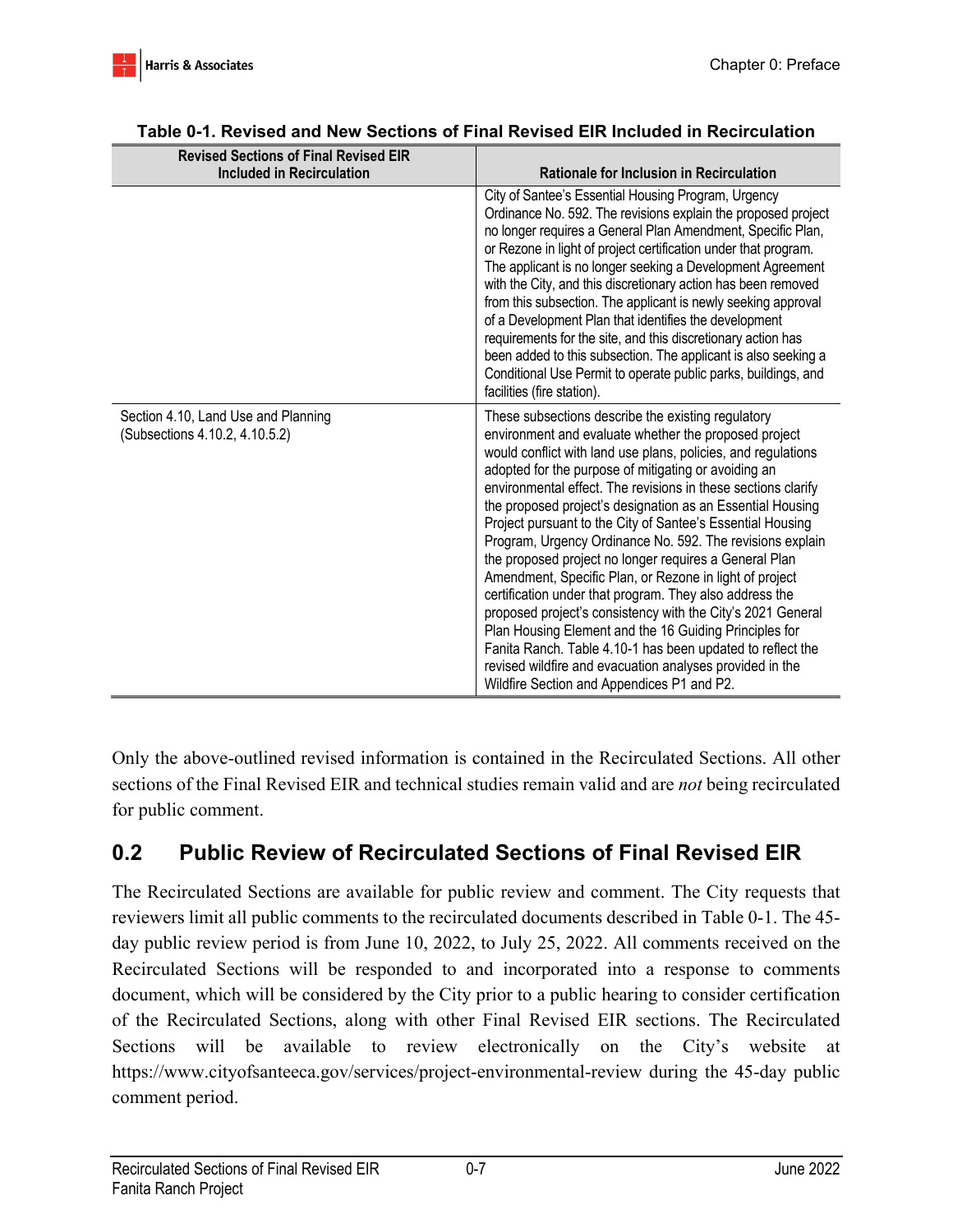**Table 0-1. Revised and New Sections of Final Revised EIR Included in Recirculation**

| Revised Sections of Final Revised EIR Included in Recirculation | Rationale for Inclusion in Recirculation |
|---|---|
| | City of Santee's Essential Housing Program, Urgency Ordinance No. 592. The revisions explain the proposed project no longer requires a General Plan Amendment, Specific Plan, or Rezone in light of project certification under that program. The applicant is no longer seeking a Development Agreement with the City, and this discretionary action has been removed from this subsection. The applicant is newly seeking approval of a Development Plan that identifies the development requirements for the site, and this discretionary action has been added to this subsection. The applicant is also seeking a Conditional Use Permit to operate public parks, buildings, and facilities (fire station). |
| Section 4.10, Land Use and Planning (Subsections 4.10.2, 4.10.5.2) | These subsections describe the existing regulatory environment and evaluate whether the proposed project would conflict with land use plans, policies, and regulations adopted for the purpose of mitigating or avoiding an environmental effect. The revisions in these sections clarify the proposed project's designation as an Essential Housing Project pursuant to the City of Santee's Essential Housing Program, Urgency Ordinance No. 592. The revisions explain the proposed project no longer requires a General Plan Amendment, Specific Plan, or Rezone in light of project certification under that program. They also address the proposed project's consistency with the City's 2021 General Plan Housing Element and the 16 Guiding Principles for Fanita Ranch. Table 4.10-1 has been updated to reflect the revised wildfire and evacuation analyses provided in the Wildfire Section and Appendices P1 and P2. |

Only the above-outlined revised information is contained in the Recirculated Sections. All other sections of the Final Revised EIR and technical studies remain valid and are *not* being recirculated for public comment.

## 0.2 Public Review of Recirculated Sections of Final Revised EIR

The Recirculated Sections are available for public review and comment. The City requests that reviewers limit all public comments to the recirculated documents described in Table 0-1. The 45-day public review period is from June 10, 2022, to July 25, 2022. All comments received on the Recirculated Sections will be responded to and incorporated into a response to comments document, which will be considered by the City prior to a public hearing to consider certification of the Recirculated Sections, along with other Final Revised EIR sections. The Recirculated Sections will be available to review electronically on the City's website at https://www.cityofsanteeca.gov/services/project-environmental-review during the 45-day public comment period.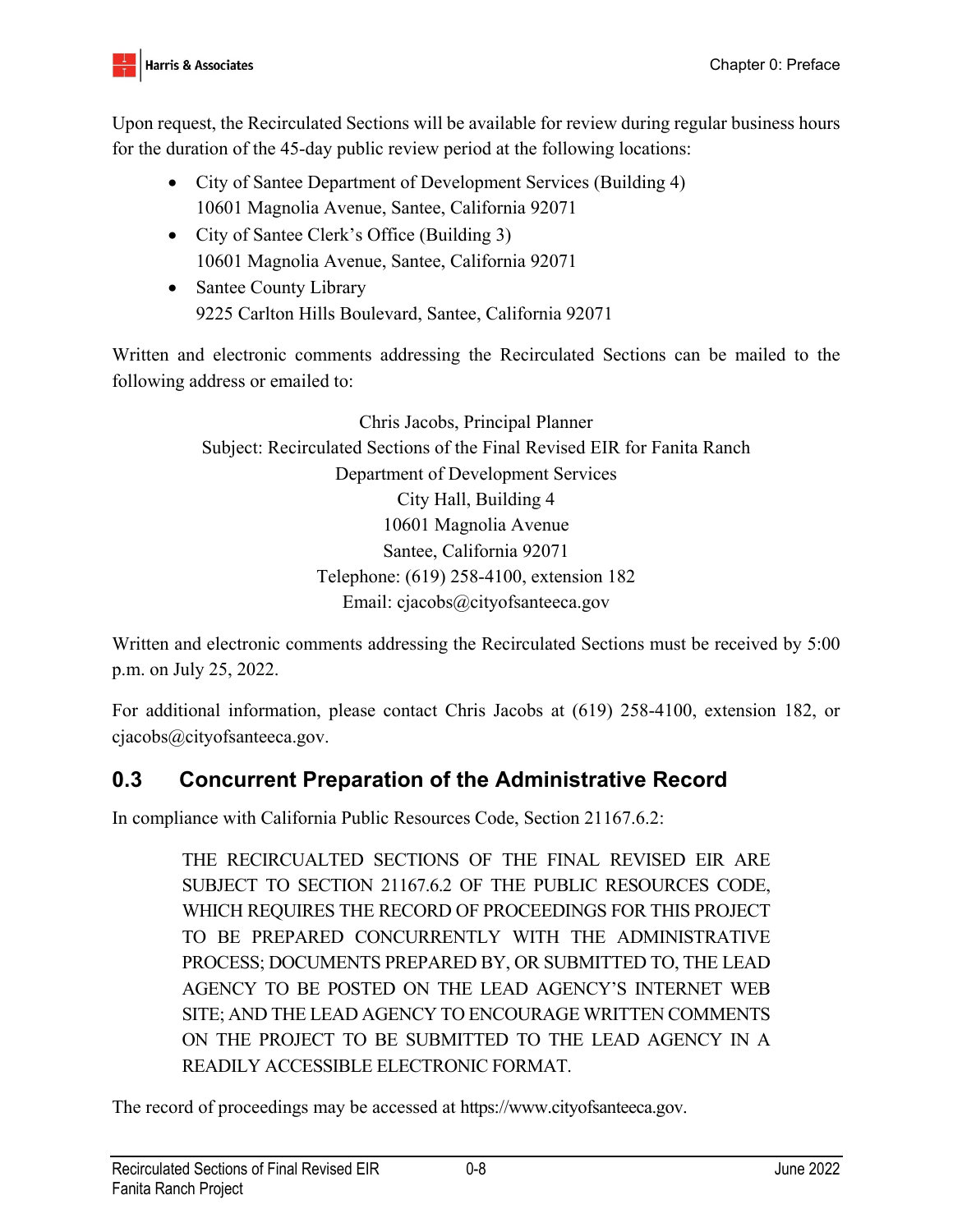Upon request, the Recirculated Sections will be available for review during regular business hours for the duration of the 45-day public review period at the following locations:

- City of Santee Department of Development Services (Building 4)
  10601 Magnolia Avenue, Santee, California 92071
- City of Santee Clerk's Office (Building 3)
  10601 Magnolia Avenue, Santee, California 92071
- Santee County Library
  9225 Carlton Hills Boulevard, Santee, California 92071

Written and electronic comments addressing the Recirculated Sections can be mailed to the following address or emailed to:

Chris Jacobs, Principal Planner
Subject: Recirculated Sections of the Final Revised EIR for Fanita Ranch
Department of Development Services
City Hall, Building 4
10601 Magnolia Avenue
Santee, California 92071
Telephone: (619) 258-4100, extension 182
Email: cjacobs@cityofsanteeca.gov

Written and electronic comments addressing the Recirculated Sections must be received by 5:00 p.m. on July 25, 2022.

For additional information, please contact Chris Jacobs at (619) 258-4100, extension 182, or cjacobs@cityofsanteeca.gov.

## 0.3 Concurrent Preparation of the Administrative Record

In compliance with California Public Resources Code, Section 21167.6.2:

> THE RECIRCUALTED SECTIONS OF THE FINAL REVISED EIR ARE SUBJECT TO SECTION 21167.6.2 OF THE PUBLIC RESOURCES CODE, WHICH REQUIRES THE RECORD OF PROCEEDINGS FOR THIS PROJECT TO BE PREPARED CONCURRENTLY WITH THE ADMINISTRATIVE PROCESS; DOCUMENTS PREPARED BY, OR SUBMITTED TO, THE LEAD AGENCY TO BE POSTED ON THE LEAD AGENCY'S INTERNET WEB SITE; AND THE LEAD AGENCY TO ENCOURAGE WRITTEN COMMENTS ON THE PROJECT TO BE SUBMITTED TO THE LEAD AGENCY IN A READILY ACCESSIBLE ELECTRONIC FORMAT.

The record of proceedings may be accessed at https://www.cityofsanteeca.gov.